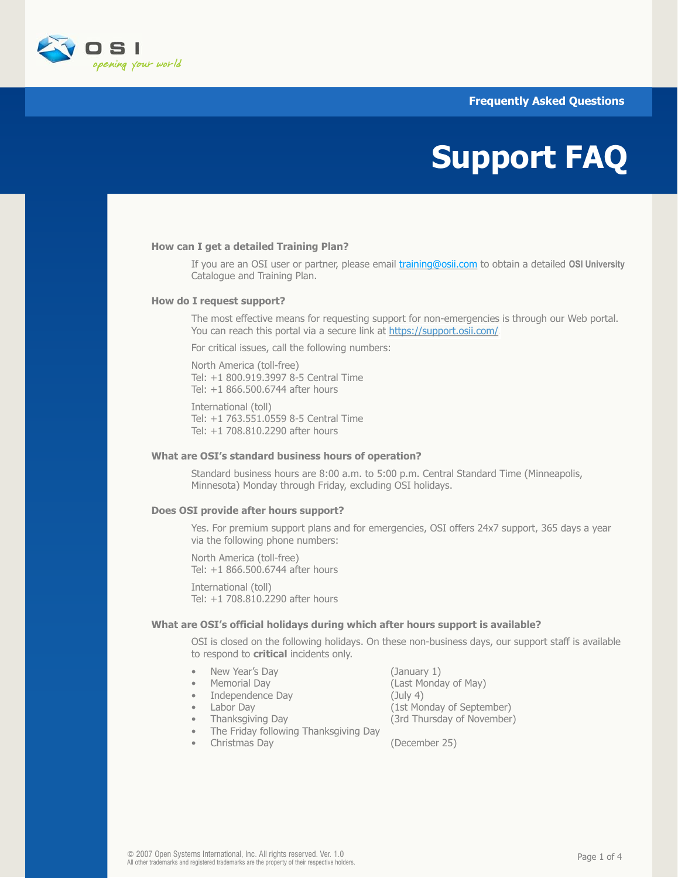Frequently Asked Questions

# Support FAQ

### How can I get a detailed Training Plan?

If you are an OSI user or partner, please email training@osii.com to obtain a detailed **OSI University** Catalogue and Training Plan.

### How do I request support?

The most effective means for requesting support for non-emergencies is through our Web portal. You can reach this portal via a secure link at https://support.osii.com/

For critical issues, call the following numbers:

North America (toll-free)
Tel: +1 800.919.3997 8-5 Central Time
Tel: +1 866.500.6744 after hours

International (toll)
Tel: +1 763.551.0559 8-5 Central Time
Tel: +1 708.810.2290 after hours

### What are OSI's standard business hours of operation?

Standard business hours are 8:00 a.m. to 5:00 p.m. Central Standard Time (Minneapolis, Minnesota) Monday through Friday, excluding OSI holidays.

### Does OSI provide after hours support?

Yes. For premium support plans and for emergencies, OSI offers 24x7 support, 365 days a year via the following phone numbers:

North America (toll-free)
Tel: +1 866.500.6744 after hours

International (toll)
Tel: +1 708.810.2290 after hours

### What are OSI's official holidays during which after hours support is available?

OSI is closed on the following holidays. On these non-business days, our support staff is available to respond to **critical** incidents only.

- New Year's Day (January 1)
- Memorial Day (Last Monday of May)
- Independence Day (July 4)
- Labor Day (1st Monday of September)
- Thanksgiving Day (3rd Thursday of November)
- The Friday following Thanksgiving Day
- Christmas Day (December 25)

© 2007 Open Systems International, Inc. All rights reserved. Ver. 1.0
All other trademarks and registered trademarks are the property of their respective holders.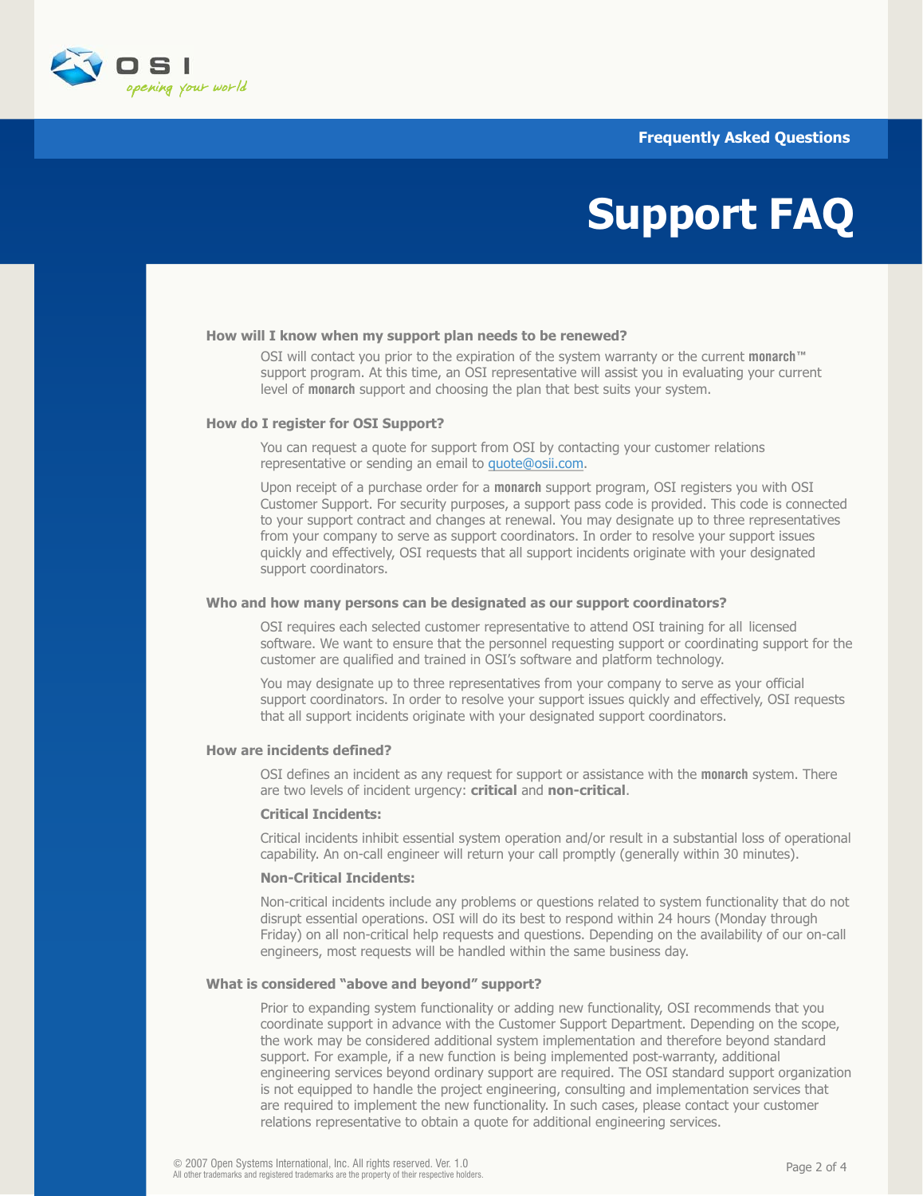# Support FAQ

### How will I know when my support plan needs to be renewed?

OSI will contact you prior to the expiration of the system warranty or the current **monarch**™ support program. At this time, an OSI representative will assist you in evaluating your current level of **monarch** support and choosing the plan that best suits your system.

### How do I register for OSI Support?

You can request a quote for support from OSI by contacting your customer relations representative or sending an email to quote@osii.com.

Upon receipt of a purchase order for a **monarch** support program, OSI registers you with OSI Customer Support. For security purposes, a support pass code is provided. This code is connected to your support contract and changes at renewal. You may designate up to three representatives from your company to serve as support coordinators. In order to resolve your support issues quickly and effectively, OSI requests that all support incidents originate with your designated support coordinators.

### Who and how many persons can be designated as our support coordinators?

OSI requires each selected customer representative to attend OSI training for all licensed software. We want to ensure that the personnel requesting support or coordinating support for the customer are qualified and trained in OSI's software and platform technology.

You may designate up to three representatives from your company to serve as your official support coordinators. In order to resolve your support issues quickly and effectively, OSI requests that all support incidents originate with your designated support coordinators.

### How are incidents defined?

OSI defines an incident as any request for support or assistance with the **monarch** system. There are two levels of incident urgency: **critical** and **non-critical**.

#### Critical Incidents:

Critical incidents inhibit essential system operation and/or result in a substantial loss of operational capability. An on-call engineer will return your call promptly (generally within 30 minutes).

#### Non-Critical Incidents:

Non-critical incidents include any problems or questions related to system functionality that do not disrupt essential operations. OSI will do its best to respond within 24 hours (Monday through Friday) on all non-critical help requests and questions. Depending on the availability of our on-call engineers, most requests will be handled within the same business day.

### What is considered "above and beyond" support?

Prior to expanding system functionality or adding new functionality, OSI recommends that you coordinate support in advance with the Customer Support Department. Depending on the scope, the work may be considered additional system implementation and therefore beyond standard support. For example, if a new function is being implemented post-warranty, additional engineering services beyond ordinary support are required. The OSI standard support organization is not equipped to handle the project engineering, consulting and implementation services that are required to implement the new functionality. In such cases, please contact your customer relations representative to obtain a quote for additional engineering services.

© 2007 Open Systems International, Inc. All rights reserved. Ver. 1.0
All other trademarks and registered trademarks are the property of their respective holders.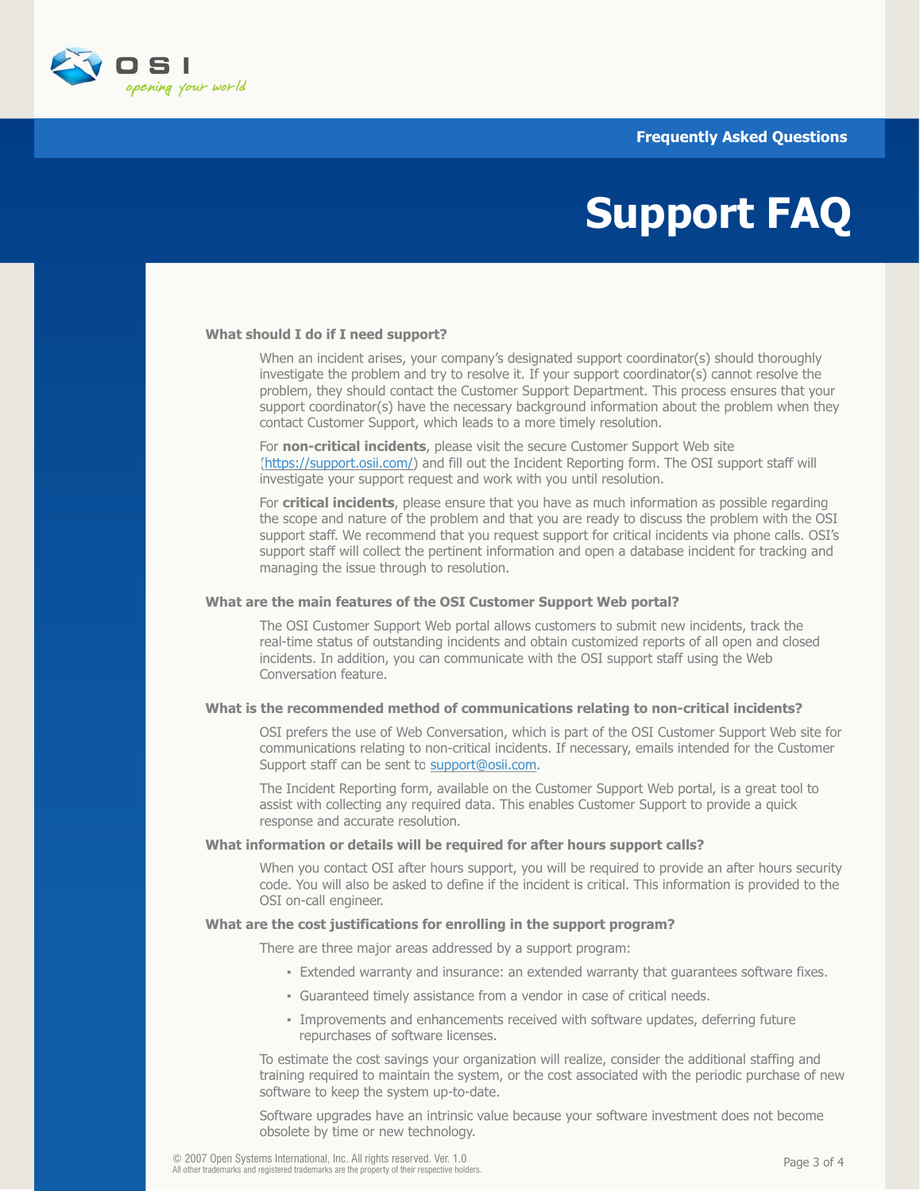# Support FAQ

**What should I do if I need support?**

When an incident arises, your company's designated support coordinator(s) should thoroughly investigate the problem and try to resolve it. If your support coordinator(s) cannot resolve the problem, they should contact the Customer Support Department. This process ensures that your support coordinator(s) have the necessary background information about the problem when they contact Customer Support, which leads to a more timely resolution.

For **non-critical incidents**, please visit the secure Customer Support Web site (https://support.osii.com/) and fill out the Incident Reporting form. The OSI support staff will investigate your support request and work with you until resolution.

For **critical incidents**, please ensure that you have as much information as possible regarding the scope and nature of the problem and that you are ready to discuss the problem with the OSI support staff. We recommend that you request support for critical incidents via phone calls. OSI's support staff will collect the pertinent information and open a database incident for tracking and managing the issue through to resolution.

**What are the main features of the OSI Customer Support Web portal?**

The OSI Customer Support Web portal allows customers to submit new incidents, track the real-time status of outstanding incidents and obtain customized reports of all open and closed incidents. In addition, you can communicate with the OSI support staff using the Web Conversation feature.

**What is the recommended method of communications relating to non-critical incidents?**

OSI prefers the use of Web Conversation, which is part of the OSI Customer Support Web site for communications relating to non-critical incidents. If necessary, emails intended for the Customer Support staff can be sent to support@osii.com.

The Incident Reporting form, available on the Customer Support Web portal, is a great tool to assist with collecting any required data. This enables Customer Support to provide a quick response and accurate resolution.

**What information or details will be required for after hours support calls?**

When you contact OSI after hours support, you will be required to provide an after hours security code. You will also be asked to define if the incident is critical. This information is provided to the OSI on-call engineer.

**What are the cost justifications for enrolling in the support program?**

There are three major areas addressed by a support program:

- Extended warranty and insurance: an extended warranty that guarantees software fixes.
- Guaranteed timely assistance from a vendor in case of critical needs.
- Improvements and enhancements received with software updates, deferring future repurchases of software licenses.

To estimate the cost savings your organization will realize, consider the additional staffing and training required to maintain the system, or the cost associated with the periodic purchase of new software to keep the system up-to-date.

Software upgrades have an intrinsic value because your software investment does not become obsolete by time or new technology.

© 2007 Open Systems International, Inc. All rights reserved. Ver. 1.0
All other trademarks and registered trademarks are the property of their respective holders.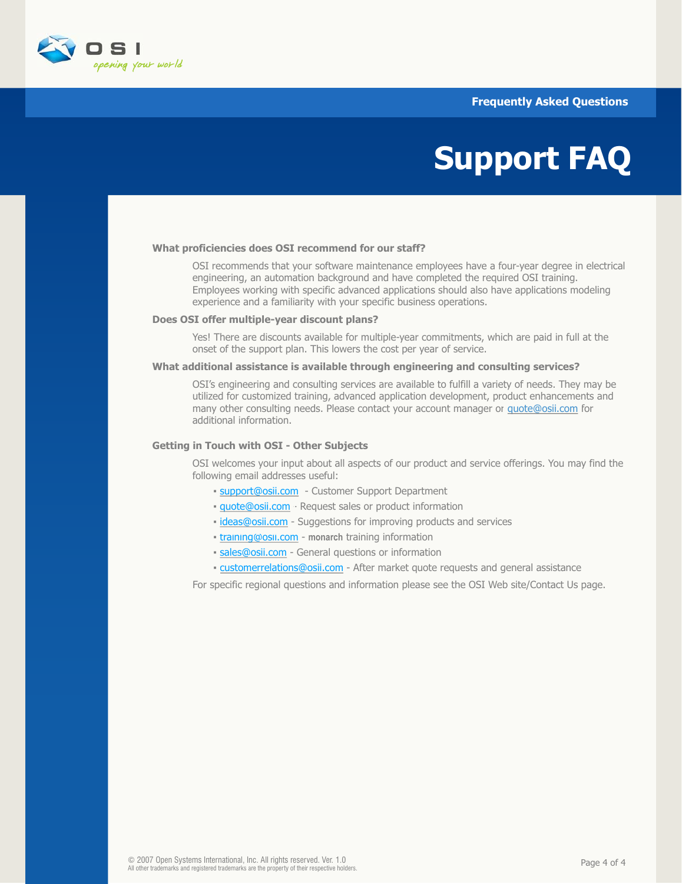# Support FAQ

**What proficiencies does OSI recommend for our staff?**

OSI recommends that your software maintenance employees have a four-year degree in electrical engineering, an automation background and have completed the required OSI training. Employees working with specific advanced applications should also have applications modeling experience and a familiarity with your specific business operations.

**Does OSI offer multiple-year discount plans?**

Yes! There are discounts available for multiple-year commitments, which are paid in full at the onset of the support plan. This lowers the cost per year of service.

**What additional assistance is available through engineering and consulting services?**

OSI's engineering and consulting services are available to fulfill a variety of needs. They may be utilized for customized training, advanced application development, product enhancements and many other consulting needs. Please contact your account manager or quote@osii.com for additional information.

**Getting in Touch with OSI - Other Subjects**

OSI welcomes your input about all aspects of our product and service offerings. You may find the following email addresses useful:

- support@osii.com - Customer Support Department
- quote@osii.com - Request sales or product information
- ideas@osii.com - Suggestions for improving products and services
- training@osii.com - **monarch** training information
- sales@osii.com - General questions or information
- customerrelations@osii.com - After market quote requests and general assistance

For specific regional questions and information please see the OSI Web site/Contact Us page.

© 2007 Open Systems International, Inc. All rights reserved. Ver. 1.0
All other trademarks and registered trademarks are the property of their respective holders.